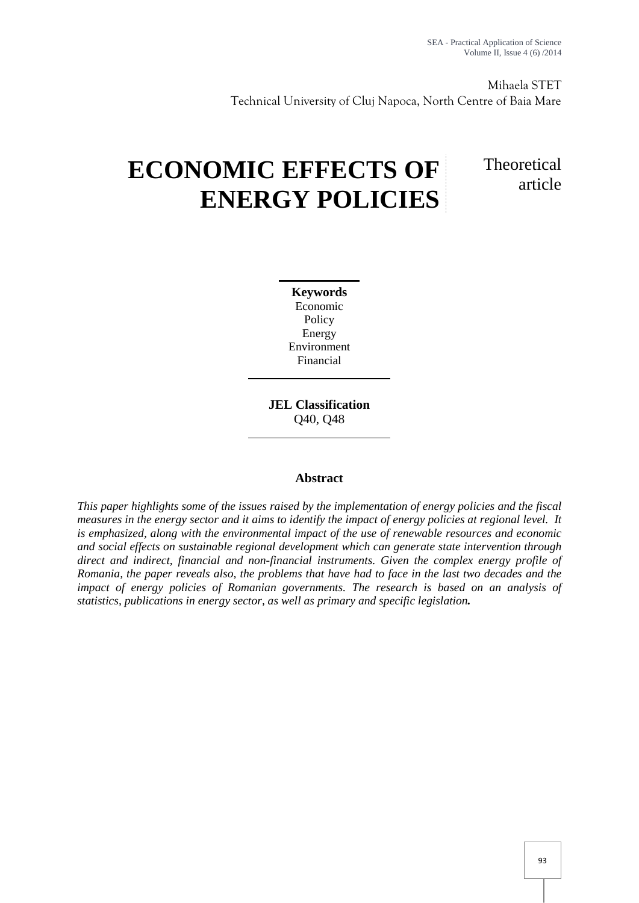Mihaela STET
Technical University of Cluj Napoca, North Centre of Baia Mare

# ECONOMIC EFFECTS OF ENERGY POLICIES

Theoretical article

**Keywords**
Economic
Policy
Energy
Environment
Financial

**JEL Classification**
Q40, Q48

## Abstract

*This paper highlights some of the issues raised by the implementation of energy policies and the fiscal measures in the energy sector and it aims to identify the impact of energy policies at regional level. It is emphasized, along with the environmental impact of the use of renewable resources and economic and social effects on sustainable regional development which can generate state intervention through direct and indirect, financial and non-financial instruments. Given the complex energy profile of Romania, the paper reveals also, the problems that have had to face in the last two decades and the impact of energy policies of Romanian governments. The research is based on an analysis of statistics, publications in energy sector, as well as primary and specific legislation.*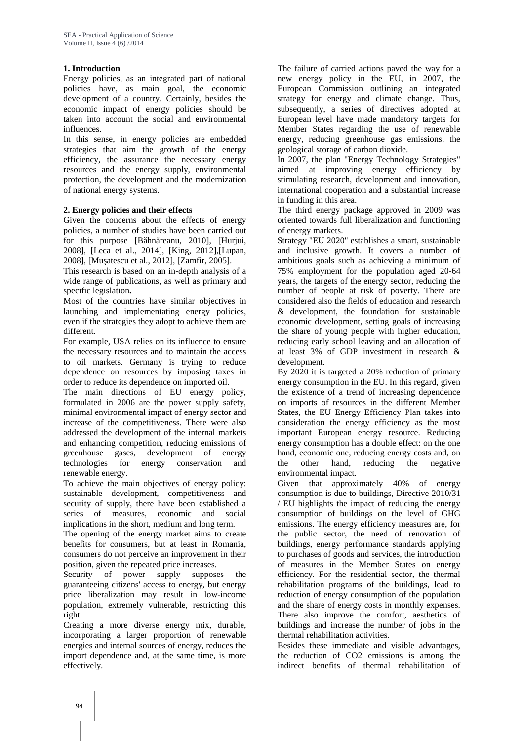## 1. Introduction

Energy policies, as an integrated part of national policies have, as main goal, the economic development of a country. Certainly, besides the economic impact of energy policies should be taken into account the social and environmental influences.

In this sense, in energy policies are embedded strategies that aim the growth of the energy efficiency, the assurance the necessary energy resources and the energy supply, environmental protection, the development and the modernization of national energy systems.

## 2. Energy policies and their effects

Given the concerns about the effects of energy policies, a number of studies have been carried out for this purpose [Băhnăreanu, 2010], [Hurjui, 2008], [Leca et al., 2014], [King, 2012],[Lupan, 2008], [Muşatescu et al., 2012], [Zamfir, 2005].

This research is based on an in-depth analysis of a wide range of publications, as well as primary and specific legislation**.**

Most of the countries have similar objectives in launching and implementating energy policies, even if the strategies they adopt to achieve them are different.

For example, USA relies on its influence to ensure the necessary resources and to maintain the access to oil markets. Germany is trying to reduce dependence on resources by imposing taxes in order to reduce its dependence on imported oil.

The main directions of EU energy policy, formulated in 2006 are the power supply safety, minimal environmental impact of energy sector and increase of the competitiveness. There were also addressed the development of the internal markets and enhancing competition, reducing emissions of greenhouse gases, development of energy technologies for energy conservation and renewable energy.

To achieve the main objectives of energy policy: sustainable development, competitiveness and security of supply, there have been established a series of measures, economic and social implications in the short, medium and long term.

The opening of the energy market aims to create benefits for consumers, but at least in Romania, consumers do not perceive an improvement in their position, given the repeated price increases.

Security of power supply supposes the guaranteeing citizens' access to energy, but energy price liberalization may result in low-income population, extremely vulnerable, restricting this right.

Creating a more diverse energy mix, durable, incorporating a larger proportion of renewable energies and internal sources of energy, reduces the import dependence and, at the same time, is more effectively.

The failure of carried actions paved the way for a new energy policy in the EU, in 2007, the European Commission outlining an integrated strategy for energy and climate change. Thus, subsequently, a series of directives adopted at European level have made mandatory targets for Member States regarding the use of renewable energy, reducing greenhouse gas emissions, the geological storage of carbon dioxide.

In 2007, the plan "Energy Technology Strategies" aimed at improving energy efficiency by stimulating research, development and innovation, international cooperation and a substantial increase in funding in this area.

The third energy package approved in 2009 was oriented towards full liberalization and functioning of energy markets.

Strategy "EU 2020" establishes a smart, sustainable and inclusive growth. It covers a number of ambitious goals such as achieving a minimum of 75% employment for the population aged 20-64 years, the targets of the energy sector, reducing the number of people at risk of poverty. There are considered also the fields of education and research & development, the foundation for sustainable economic development, setting goals of increasing the share of young people with higher education, reducing early school leaving and an allocation of at least 3% of GDP investment in research & development.

By 2020 it is targeted a 20% reduction of primary energy consumption in the EU. In this regard, given the existence of a trend of increasing dependence on imports of resources in the different Member States, the EU Energy Efficiency Plan takes into consideration the energy efficiency as the most important European energy resource. Reducing energy consumption has a double effect: on the one hand, economic one, reducing energy costs and, on the other hand, reducing the negative environmental impact.

Given that approximately 40% of energy consumption is due to buildings, Directive 2010/31 / EU highlights the impact of reducing the energy consumption of buildings on the level of GHG emissions. The energy efficiency measures are, for the public sector, the need of renovation of buildings, energy performance standards applying to purchases of goods and services, the introduction of measures in the Member States on energy efficiency. For the residential sector, the thermal rehabilitation programs of the buildings, lead to reduction of energy consumption of the population and the share of energy costs in monthly expenses. There also improve the comfort, aesthetics of buildings and increase the number of jobs in the thermal rehabilitation activities.

Besides these immediate and visible advantages, the reduction of $CO_2$ emissions is among the indirect benefits of thermal rehabilitation of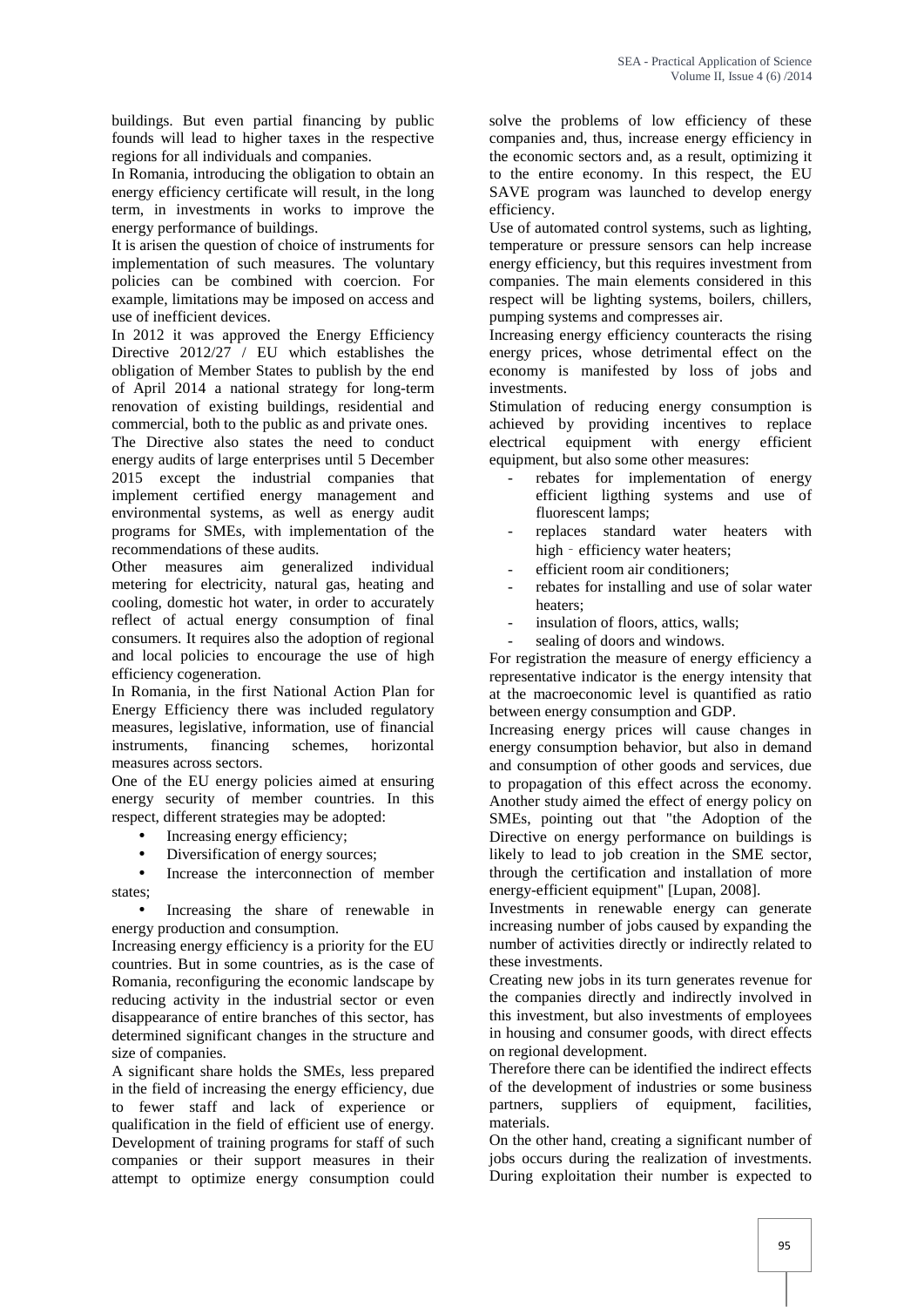buildings. But even partial financing by public founds will lead to higher taxes in the respective regions for all individuals and companies.

In Romania, introducing the obligation to obtain an energy efficiency certificate will result, in the long term, in investments in works to improve the energy performance of buildings.

It is arisen the question of choice of instruments for implementation of such measures. The voluntary policies can be combined with coercion. For example, limitations may be imposed on access and use of inefficient devices.

In 2012 it was approved the Energy Efficiency Directive 2012/27 / EU which establishes the obligation of Member States to publish by the end of April 2014 a national strategy for long-term renovation of existing buildings, residential and commercial, both to the public as and private ones.

The Directive also states the need to conduct energy audits of large enterprises until 5 December 2015 except the industrial companies that implement certified energy management and environmental systems, as well as energy audit programs for SMEs, with implementation of the recommendations of these audits.

Other measures aim generalized individual metering for electricity, natural gas, heating and cooling, domestic hot water, in order to accurately reflect of actual energy consumption of final consumers. It requires also the adoption of regional and local policies to encourage the use of high efficiency cogeneration.

In Romania, in the first National Action Plan for Energy Efficiency there was included regulatory measures, legislative, information, use of financial instruments, financing schemes, horizontal measures across sectors.

One of the EU energy policies aimed at ensuring energy security of member countries. In this respect, different strategies may be adopted:

- Increasing energy efficiency;
- Diversification of energy sources;
- Increase the interconnection of member states;
- Increasing the share of renewable in energy production and consumption.

Increasing energy efficiency is a priority for the EU countries. But in some countries, as is the case of Romania, reconfiguring the economic landscape by reducing activity in the industrial sector or even disappearance of entire branches of this sector, has determined significant changes in the structure and size of companies.

A significant share holds the SMEs, less prepared in the field of increasing the energy efficiency, due to fewer staff and lack of experience or qualification in the field of efficient use of energy. Development of training programs for staff of such companies or their support measures in their attempt to optimize energy consumption could solve the problems of low efficiency of these companies and, thus, increase energy efficiency in the economic sectors and, as a result, optimizing it to the entire economy. In this respect, the EU SAVE program was launched to develop energy efficiency.

Use of automated control systems, such as lighting, temperature or pressure sensors can help increase energy efficiency, but this requires investment from companies. The main elements considered in this respect will be lighting systems, boilers, chillers, pumping systems and compresses air.

Increasing energy efficiency counteracts the rising energy prices, whose detrimental effect on the economy is manifested by loss of jobs and investments.

Stimulation of reducing energy consumption is achieved by providing incentives to replace electrical equipment with energy efficient equipment, but also some other measures:

- rebates for implementation of energy efficient ligthing systems and use of fluorescent lamps;
- replaces standard water heaters with high‐efficiency water heaters;
- efficient room air conditioners;
- rebates for installing and use of solar water heaters;
- insulation of floors, attics, walls;
- sealing of doors and windows.

For registration the measure of energy efficiency a representative indicator is the energy intensity that at the macroeconomic level is quantified as ratio between energy consumption and GDP.

Increasing energy prices will cause changes in energy consumption behavior, but also in demand and consumption of other goods and services, due to propagation of this effect across the economy. Another study aimed the effect of energy policy on SMEs, pointing out that "the Adoption of the Directive on energy performance on buildings is likely to lead to job creation in the SME sector, through the certification and installation of more energy-efficient equipment" [Lupan, 2008].

Investments in renewable energy can generate increasing number of jobs caused by expanding the number of activities directly or indirectly related to these investments.

Creating new jobs in its turn generates revenue for the companies directly and indirectly involved in this investment, but also investments of employees in housing and consumer goods, with direct effects on regional development.

Therefore there can be identified the indirect effects of the development of industries or some business partners, suppliers of equipment, facilities, materials.

On the other hand, creating a significant number of jobs occurs during the realization of investments. During exploitation their number is expected to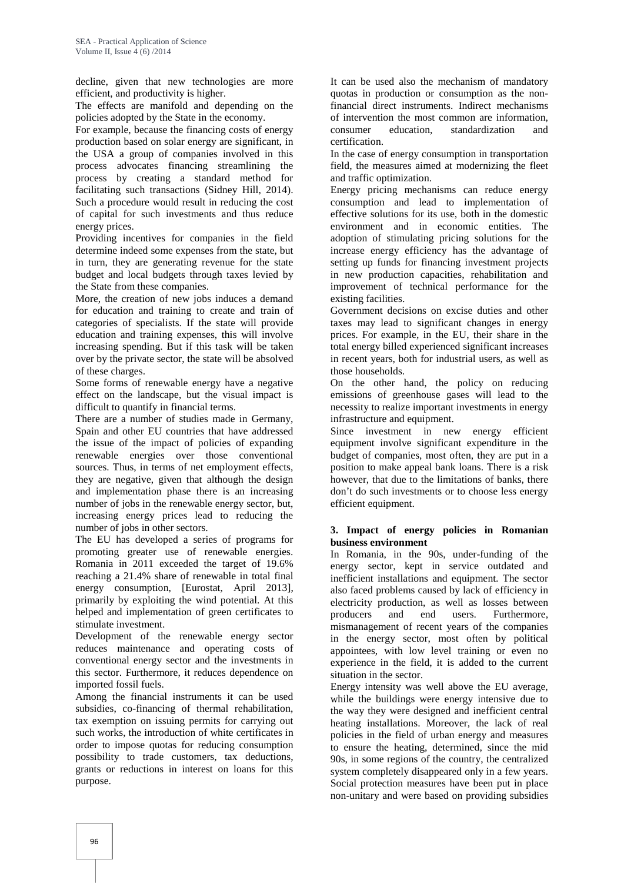decline, given that new technologies are more efficient, and productivity is higher.

The effects are manifold and depending on the policies adopted by the State in the economy.

For example, because the financing costs of energy production based on solar energy are significant, in the USA a group of companies involved in this process advocates financing streamlining the process by creating a standard method for facilitating such transactions (Sidney Hill, 2014). Such a procedure would result in reducing the cost of capital for such investments and thus reduce energy prices.

Providing incentives for companies in the field determine indeed some expenses from the state, but in turn, they are generating revenue for the state budget and local budgets through taxes levied by the State from these companies.

More, the creation of new jobs induces a demand for education and training to create and train of categories of specialists. If the state will provide education and training expenses, this will involve increasing spending. But if this task will be taken over by the private sector, the state will be absolved of these charges.

Some forms of renewable energy have a negative effect on the landscape, but the visual impact is difficult to quantify in financial terms.

There are a number of studies made in Germany, Spain and other EU countries that have addressed the issue of the impact of policies of expanding renewable energies over those conventional sources. Thus, in terms of net employment effects, they are negative, given that although the design and implementation phase there is an increasing number of jobs in the renewable energy sector, but, increasing energy prices lead to reducing the number of jobs in other sectors.

The EU has developed a series of programs for promoting greater use of renewable energies. Romania in 2011 exceeded the target of 19.6% reaching a 21.4% share of renewable in total final energy consumption, [Eurostat, April 2013], primarily by exploiting the wind potential. At this helped and implementation of green certificates to stimulate investment.

Development of the renewable energy sector reduces maintenance and operating costs of conventional energy sector and the investments in this sector. Furthermore, it reduces dependence on imported fossil fuels.

Among the financial instruments it can be used subsidies, co-financing of thermal rehabilitation, tax exemption on issuing permits for carrying out such works, the introduction of white certificates in order to impose quotas for reducing consumption possibility to trade customers, tax deductions, grants or reductions in interest on loans for this purpose.

It can be used also the mechanism of mandatory quotas in production or consumption as the non-financial direct instruments. Indirect mechanisms of intervention the most common are information, consumer education, standardization and certification.

In the case of energy consumption in transportation field, the measures aimed at modernizing the fleet and traffic optimization.

Energy pricing mechanisms can reduce energy consumption and lead to implementation of effective solutions for its use, both in the domestic environment and in economic entities. The adoption of stimulating pricing solutions for the increase energy efficiency has the advantage of setting up funds for financing investment projects in new production capacities, rehabilitation and improvement of technical performance for the existing facilities.

Government decisions on excise duties and other taxes may lead to significant changes in energy prices. For example, in the EU, their share in the total energy billed experienced significant increases in recent years, both for industrial users, as well as those households.

On the other hand, the policy on reducing emissions of greenhouse gases will lead to the necessity to realize important investments in energy infrastructure and equipment.

Since investment in new energy efficient equipment involve significant expenditure in the budget of companies, most often, they are put in a position to make appeal bank loans. There is a risk however, that due to the limitations of banks, there don't do such investments or to choose less energy efficient equipment.

## 3. Impact of energy policies in Romanian business environment

In Romania, in the 90s, under-funding of the energy sector, kept in service outdated and inefficient installations and equipment. The sector also faced problems caused by lack of efficiency in electricity production, as well as losses between producers and end users. Furthermore, mismanagement of recent years of the companies in the energy sector, most often by political appointees, with low level training or even no experience in the field, it is added to the current situation in the sector.

Energy intensity was well above the EU average, while the buildings were energy intensive due to the way they were designed and inefficient central heating installations. Moreover, the lack of real policies in the field of urban energy and measures to ensure the heating, determined, since the mid 90s, in some regions of the country, the centralized system completely disappeared only in a few years. Social protection measures have been put in place non-unitary and were based on providing subsidies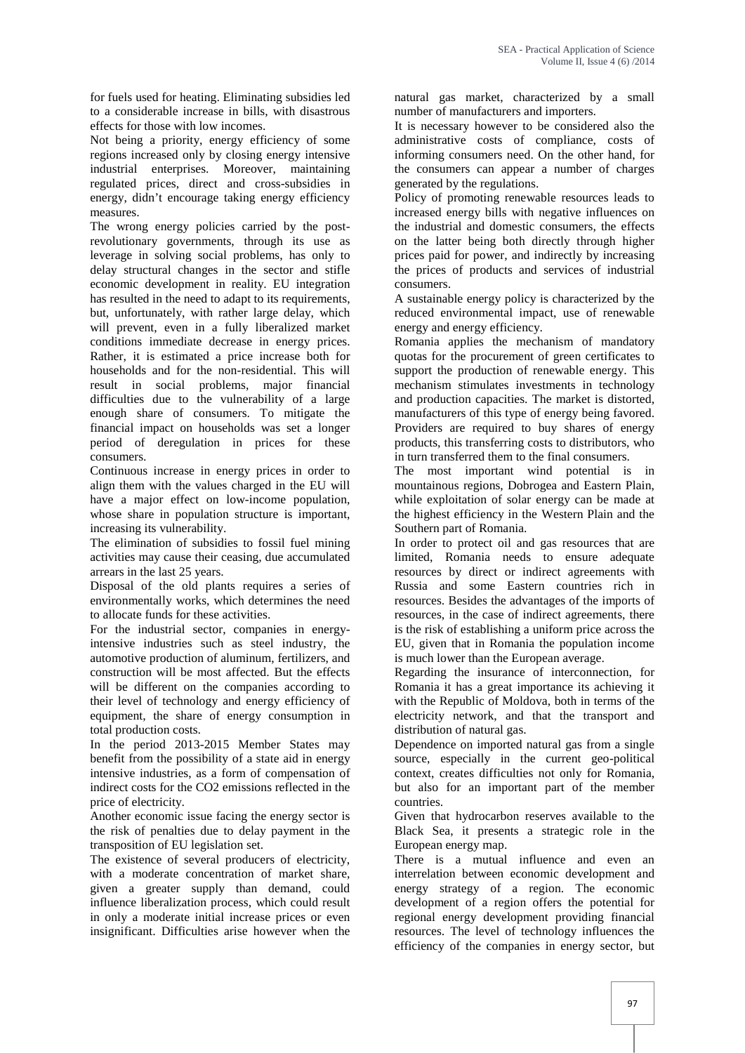for fuels used for heating. Eliminating subsidies led to a considerable increase in bills, with disastrous effects for those with low incomes.

Not being a priority, energy efficiency of some regions increased only by closing energy intensive industrial enterprises. Moreover, maintaining regulated prices, direct and cross-subsidies in energy, didn't encourage taking energy efficiency measures.

The wrong energy policies carried by the post-revolutionary governments, through its use as leverage in solving social problems, has only to delay structural changes in the sector and stifle economic development in reality. EU integration has resulted in the need to adapt to its requirements, but, unfortunately, with rather large delay, which will prevent, even in a fully liberalized market conditions immediate decrease in energy prices. Rather, it is estimated a price increase both for households and for the non-residential. This will result in social problems, major financial difficulties due to the vulnerability of a large enough share of consumers. To mitigate the financial impact on households was set a longer period of deregulation in prices for these consumers.

Continuous increase in energy prices in order to align them with the values charged in the EU will have a major effect on low-income population, whose share in population structure is important, increasing its vulnerability.

The elimination of subsidies to fossil fuel mining activities may cause their ceasing, due accumulated arrears in the last 25 years.

Disposal of the old plants requires a series of environmentally works, which determines the need to allocate funds for these activities.

For the industrial sector, companies in energy-intensive industries such as steel industry, the automotive production of aluminum, fertilizers, and construction will be most affected. But the effects will be different on the companies according to their level of technology and energy efficiency of equipment, the share of energy consumption in total production costs.

In the period 2013-2015 Member States may benefit from the possibility of a state aid in energy intensive industries, as a form of compensation of indirect costs for the $CO_2$ emissions reflected in the price of electricity.

Another economic issue facing the energy sector is the risk of penalties due to delay payment in the transposition of EU legislation set.

The existence of several producers of electricity, with a moderate concentration of market share, given a greater supply than demand, could influence liberalization process, which could result in only a moderate initial increase prices or even insignificant. Difficulties arise however when the natural gas market, characterized by a small number of manufacturers and importers.

It is necessary however to be considered also the administrative costs of compliance, costs of informing consumers need. On the other hand, for the consumers can appear a number of charges generated by the regulations.

Policy of promoting renewable resources leads to increased energy bills with negative influences on the industrial and domestic consumers, the effects on the latter being both directly through higher prices paid for power, and indirectly by increasing the prices of products and services of industrial consumers.

A sustainable energy policy is characterized by the reduced environmental impact, use of renewable energy and energy efficiency.

Romania applies the mechanism of mandatory quotas for the procurement of green certificates to support the production of renewable energy. This mechanism stimulates investments in technology and production capacities. The market is distorted, manufacturers of this type of energy being favored. Providers are required to buy shares of energy products, this transferring costs to distributors, who in turn transferred them to the final consumers.

The most important wind potential is in mountainous regions, Dobrogea and Eastern Plain, while exploitation of solar energy can be made at the highest efficiency in the Western Plain and the Southern part of Romania.

In order to protect oil and gas resources that are limited, Romania needs to ensure adequate resources by direct or indirect agreements with Russia and some Eastern countries rich in resources. Besides the advantages of the imports of resources, in the case of indirect agreements, there is the risk of establishing a uniform price across the EU, given that in Romania the population income is much lower than the European average.

Regarding the insurance of interconnection, for Romania it has a great importance its achieving it with the Republic of Moldova, both in terms of the electricity network, and that the transport and distribution of natural gas.

Dependence on imported natural gas from a single source, especially in the current geo-political context, creates difficulties not only for Romania, but also for an important part of the member countries.

Given that hydrocarbon reserves available to the Black Sea, it presents a strategic role in the European energy map.

There is a mutual influence and even an interrelation between economic development and energy strategy of a region. The economic development of a region offers the potential for regional energy development providing financial resources. The level of technology influences the efficiency of the companies in energy sector, but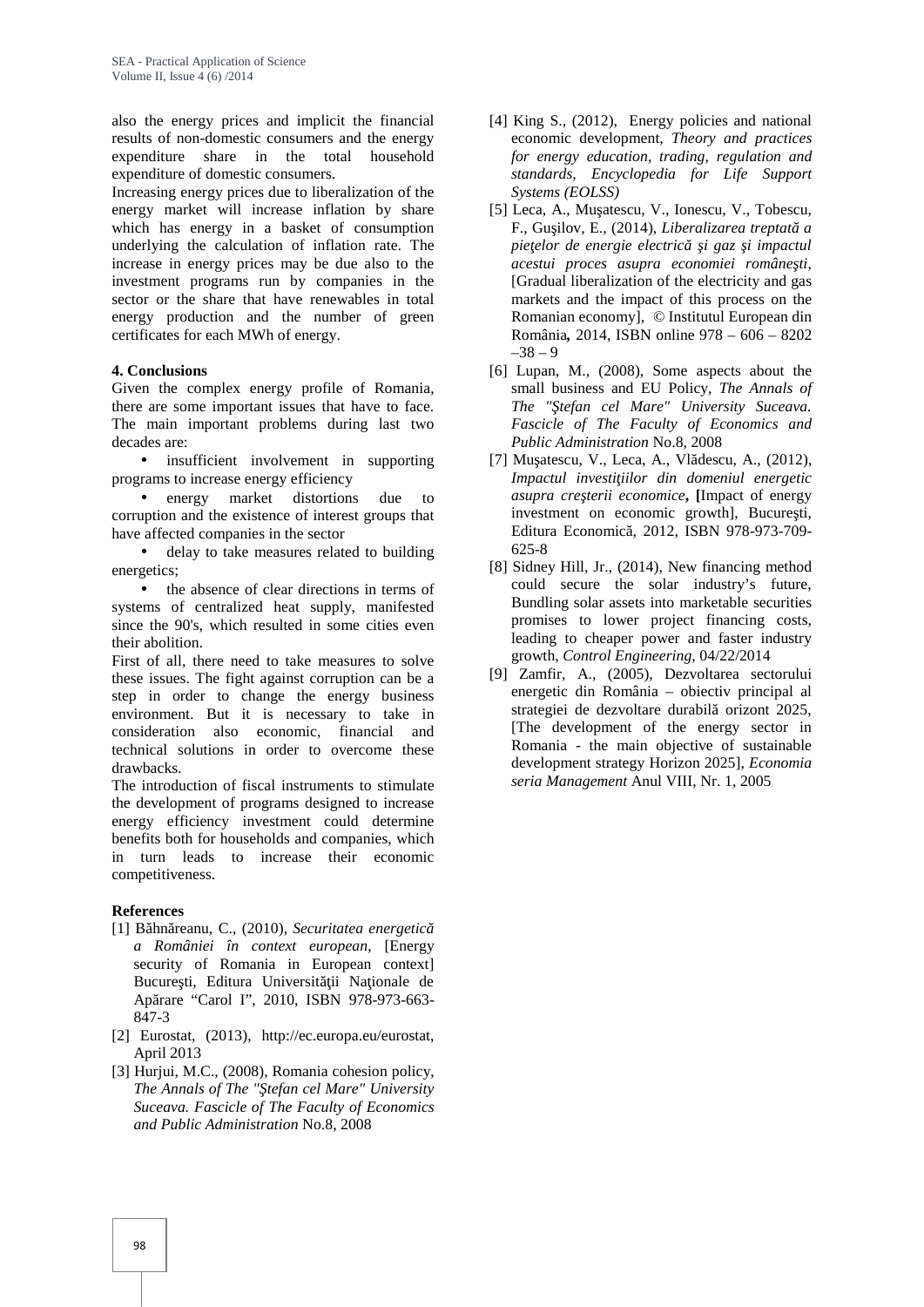also the energy prices and implicit the financial results of non-domestic consumers and the energy expenditure share in the total household expenditure of domestic consumers.

Increasing energy prices due to liberalization of the energy market will increase inflation by share which has energy in a basket of consumption underlying the calculation of inflation rate. The increase in energy prices may be due also to the investment programs run by companies in the sector or the share that have renewables in total energy production and the number of green certificates for each MWh of energy.

**4. Conclusions**

Given the complex energy profile of Romania, there are some important issues that have to face. The main important problems during last two decades are:

- insufficient involvement in supporting programs to increase energy efficiency
- energy market distortions due to corruption and the existence of interest groups that have affected companies in the sector
- delay to take measures related to building energetics;
- the absence of clear directions in terms of systems of centralized heat supply, manifested since the 90's, which resulted in some cities even their abolition.

First of all, there need to take measures to solve these issues. The fight against corruption can be a step in order to change the energy business environment. But it is necessary to take in consideration also economic, financial and technical solutions in order to overcome these drawbacks.

The introduction of fiscal instruments to stimulate the development of programs designed to increase energy efficiency investment could determine benefits both for households and companies, which in turn leads to increase their economic competitiveness.

**References**

[1] Băhnăreanu, C., (2010), *Securitatea energetică a României în context european*, [Energy security of Romania in European context] Bucureşti, Editura Universităţii Naţionale de Apărare "Carol I", 2010, ISBN 978-973-663-847-3

[2] Eurostat, (2013), http://ec.europa.eu/eurostat, April 2013

[3] Hurjui, M.C., (2008), Romania cohesion policy, *The Annals of The "Ştefan cel Mare" University Suceava. Fascicle of The Faculty of Economics and Public Administration* No.8, 2008

[4] King S., (2012), Energy policies and national economic development, *Theory and practices for energy education, trading, regulation and standards, Encyclopedia for Life Support Systems (EOLSS)*

[5] Leca, A., Muşatescu, V., Ionescu, V., Tobescu, F., Guşilov, E., (2014), *Liberalizarea treptată a pieţelor de energie electrică şi gaz şi impactul acestui proces asupra economiei româneşti*, [Gradual liberalization of the electricity and gas markets and the impact of this process on the Romanian economy], © Institutul European din România**,** 2014, ISBN online 978 – 606 – 8202 –38 – 9

[6] Lupan, M., (2008), Some aspects about the small business and EU Policy, *The Annals of The "Ştefan cel Mare" University Suceava. Fascicle of The Faculty of Economics and Public Administration* No.8, 2008

[7] Muşatescu, V., Leca, A., Vlădescu, A., (2012), *Impactul investiţiilor din domeniul energetic asupra creşterii economice***, [**Impact of energy investment on economic growth], Bucureşti, Editura Economică, 2012, ISBN 978-973-709-625-8

[8] Sidney Hill, Jr., (2014), New financing method could secure the solar industry's future, Bundling solar assets into marketable securities promises to lower project financing costs, leading to cheaper power and faster industry growth, *Control Engineering*, 04/22/2014

[9] Zamfir, A., (2005), Dezvoltarea sectorului energetic din România – obiectiv principal al strategiei de dezvoltare durabilă orizont 2025, [The development of the energy sector in Romania - the main objective of sustainable development strategy Horizon 2025], *Economia seria Management* Anul VIII, Nr. 1, 2005